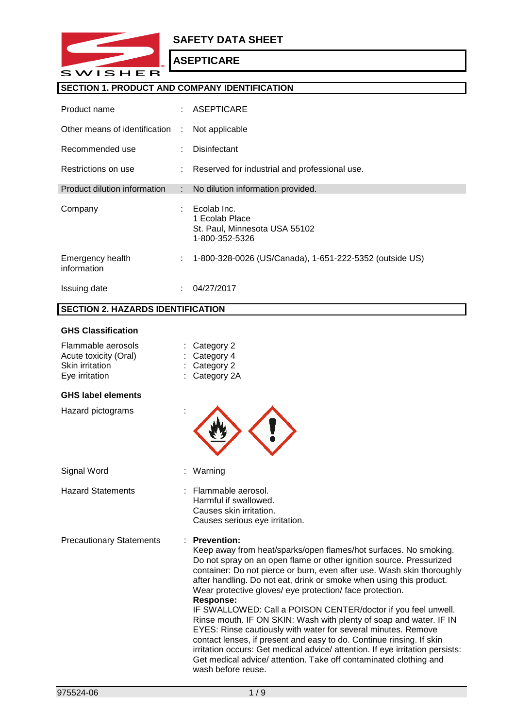# SAFETY DATA SHEET

## ASEPTICARE

## SECTION 1. PRODUCT AND COMPANY IDENTIFICATION

| | | |
|---|---|---|
| Product name | : | ASEPTICARE |
| Other means of identification | : | Not applicable |
| Recommended use | : | Disinfectant |
| Restrictions on use | : | Reserved for industrial and professional use. |
| Product dilution information | : | No dilution information provided. |
| Company | : | Ecolab Inc.<br>1 Ecolab Place<br>St. Paul, Minnesota USA 55102<br>1-800-352-5326 |
| Emergency health information | : | 1-800-328-0026 (US/Canada), 1-651-222-5352 (outside US) |
| Issuing date | : | 04/27/2017 |

## SECTION 2. HAZARDS IDENTIFICATION

### GHS Classification

| | | |
|---|---|---|
| Flammable aerosols | : | Category 2 |
| Acute toxicity (Oral) | : | Category 4 |
| Skin irritation | : | Category 2 |
| Eye irritation | : | Category 2A |

### GHS label elements

Hazard pictograms :

Signal Word : Warning

Hazard Statements : Flammable aerosol.
Harmful if swallowed.
Causes skin irritation.
Causes serious eye irritation.

Precautionary Statements :

**Prevention:**
Keep away from heat/sparks/open flames/hot surfaces. No smoking. Do not spray on an open flame or other ignition source. Pressurized container: Do not pierce or burn, even after use. Wash skin thoroughly after handling. Do not eat, drink or smoke when using this product. Wear protective gloves/ eye protection/ face protection.

**Response:**
IF SWALLOWED: Call a POISON CENTER/doctor if you feel unwell. Rinse mouth. IF ON SKIN: Wash with plenty of soap and water. IF IN EYES: Rinse cautiously with water for several minutes. Remove contact lenses, if present and easy to do. Continue rinsing. If skin irritation occurs: Get medical advice/ attention. If eye irritation persists: Get medical advice/ attention. Take off contaminated clothing and wash before reuse.

975524-06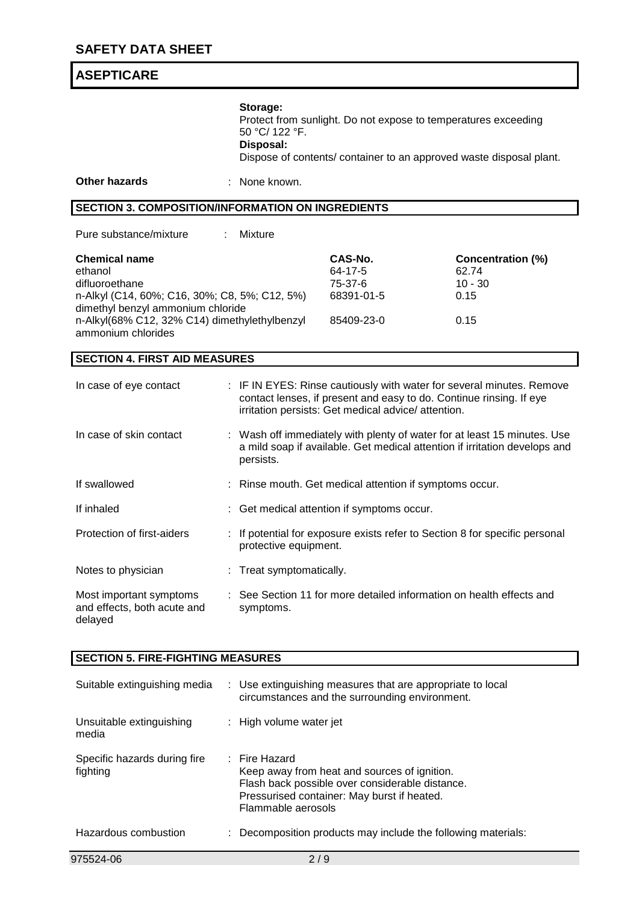**Storage:**
Protect from sunlight. Do not expose to temperatures exceeding 50 °C/ 122 °F.
**Disposal:**
Dispose of contents/ container to an approved waste disposal plant.

**Other hazards** : None known.

## SECTION 3. COMPOSITION/INFORMATION ON INGREDIENTS

Pure substance/mixture : Mixture

| Chemical name | CAS-No. | Concentration (%) |
|---|---|---|
| ethanol | 64-17-5 | 62.74 |
| difluoroethane | 75-37-6 | 10 - 30 |
| n-Alkyl (C14, 60%; C16, 30%; C8, 5%; C12, 5%) dimethyl benzyl ammonium chloride | 68391-01-5 | 0.15 |
| n-Alkyl(68% C12, 32% C14) dimethylethylbenzyl ammonium chlorides | 85409-23-0 | 0.15 |

## SECTION 4. FIRST AID MEASURES

| | |
|---|---|
| In case of eye contact | : IF IN EYES: Rinse cautiously with water for several minutes. Remove contact lenses, if present and easy to do. Continue rinsing. If eye irritation persists: Get medical advice/ attention. |
| In case of skin contact | : Wash off immediately with plenty of water for at least 15 minutes. Use a mild soap if available. Get medical attention if irritation develops and persists. |
| If swallowed | : Rinse mouth. Get medical attention if symptoms occur. |
| If inhaled | : Get medical attention if symptoms occur. |
| Protection of first-aiders | : If potential for exposure exists refer to Section 8 for specific personal protective equipment. |
| Notes to physician | : Treat symptomatically. |
| Most important symptoms and effects, both acute and delayed | : See Section 11 for more detailed information on health effects and symptoms. |

## SECTION 5. FIRE-FIGHTING MEASURES

| | |
|---|---|
| Suitable extinguishing media | : Use extinguishing measures that are appropriate to local circumstances and the surrounding environment. |
| Unsuitable extinguishing media | : High volume water jet |
| Specific hazards during fire fighting | : Fire Hazard<br>Keep away from heat and sources of ignition.<br>Flash back possible over considerable distance.<br>Pressurised container: May burst if heated.<br>Flammable aerosols |
| Hazardous combustion | : Decomposition products may include the following materials: |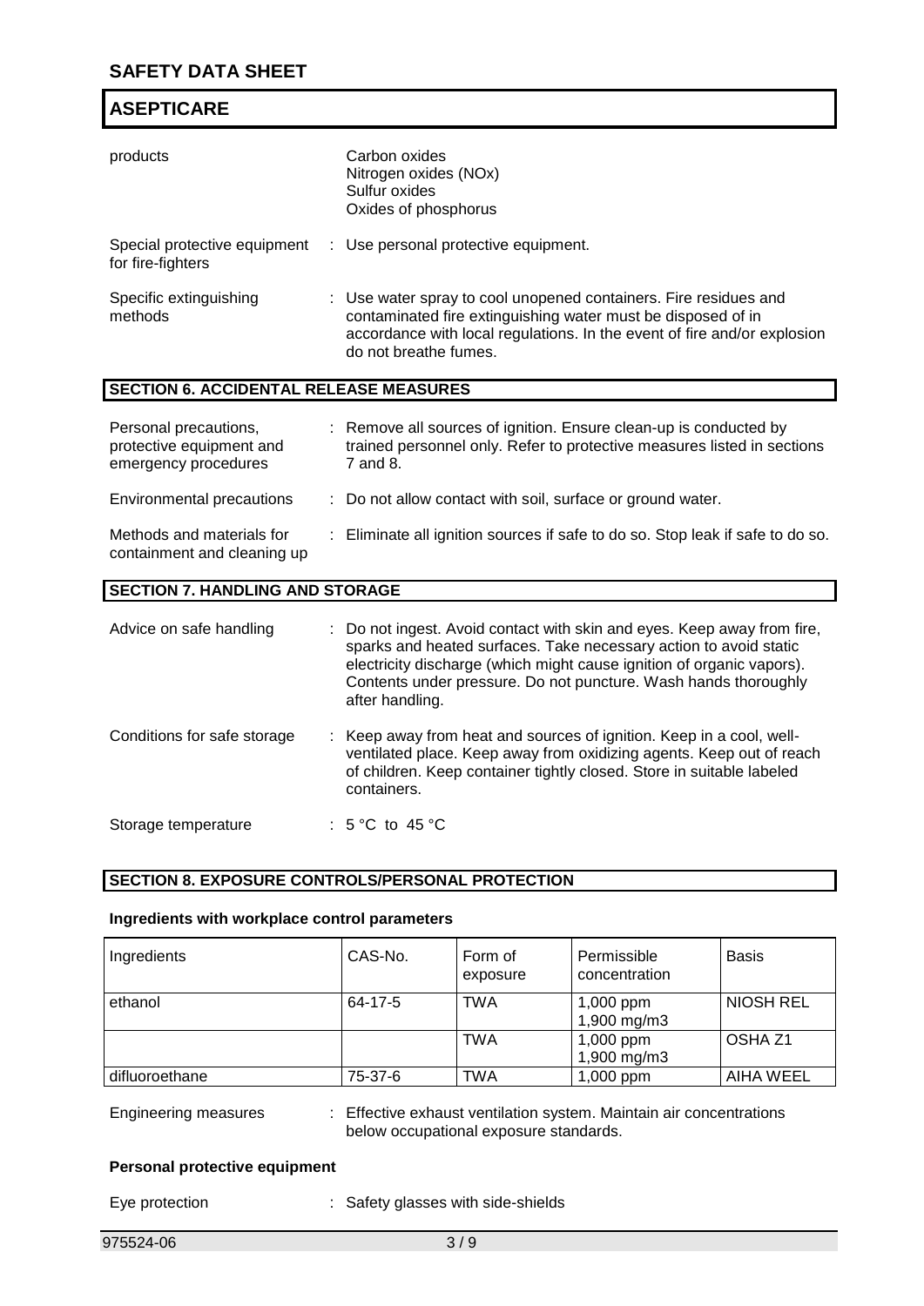| | |
|---|---|
| products | Carbon oxides<br>Nitrogen oxides (NOx)<br>Sulfur oxides<br>Oxides of phosphorus |
| Special protective equipment for fire-fighters | : Use personal protective equipment. |
| Specific extinguishing methods | : Use water spray to cool unopened containers. Fire residues and contaminated fire extinguishing water must be disposed of in accordance with local regulations. In the event of fire and/or explosion do not breathe fumes. |

## SECTION 6. ACCIDENTAL RELEASE MEASURES

| | |
|---|---|
| Personal precautions, protective equipment and emergency procedures | : Remove all sources of ignition. Ensure clean-up is conducted by trained personnel only. Refer to protective measures listed in sections 7 and 8. |
| Environmental precautions | : Do not allow contact with soil, surface or ground water. |
| Methods and materials for containment and cleaning up | : Eliminate all ignition sources if safe to do so. Stop leak if safe to do so. |

## SECTION 7. HANDLING AND STORAGE

| | |
|---|---|
| Advice on safe handling | : Do not ingest. Avoid contact with skin and eyes. Keep away from fire, sparks and heated surfaces. Take necessary action to avoid static electricity discharge (which might cause ignition of organic vapors). Contents under pressure. Do not puncture. Wash hands thoroughly after handling. |
| Conditions for safe storage | : Keep away from heat and sources of ignition. Keep in a cool, well-ventilated place. Keep away from oxidizing agents. Keep out of reach of children. Keep container tightly closed. Store in suitable labeled containers. |
| Storage temperature | : 5 °C to 45 °C |

## SECTION 8. EXPOSURE CONTROLS/PERSONAL PROTECTION

**Ingredients with workplace control parameters**

| Ingredients | CAS-No. | Form of exposure | Permissible concentration | Basis |
|---|---|---|---|---|
| ethanol | 64-17-5 | TWA | 1,000 ppm<br>1,900 mg/m3 | NIOSH REL |
| | | TWA | 1,000 ppm<br>1,900 mg/m3 | OSHA Z1 |
| difluoroethane | 75-37-6 | TWA | 1,000 ppm | AIHA WEEL |

| | |
|---|---|
| Engineering measures | : Effective exhaust ventilation system. Maintain air concentrations below occupational exposure standards. |

**Personal protective equipment**

| | |
|---|---|
| Eye protection | : Safety glasses with side-shields |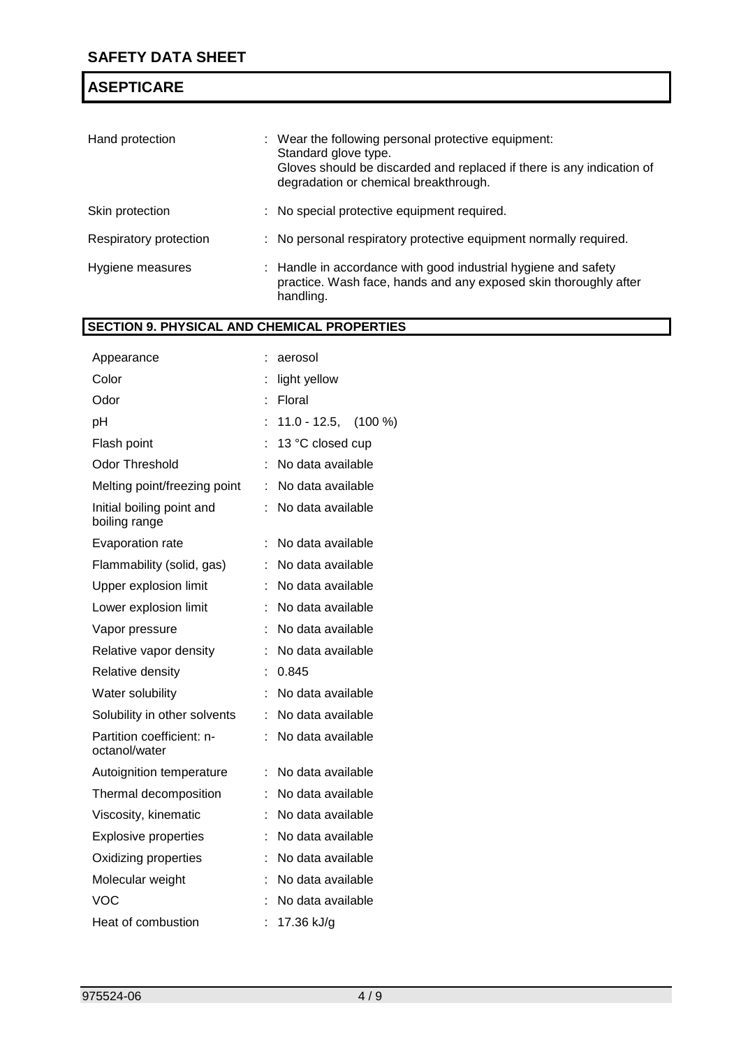| | |
|---|---|
| Hand protection | : Wear the following personal protective equipment: Standard glove type. Gloves should be discarded and replaced if there is any indication of degradation or chemical breakthrough. |
| Skin protection | : No special protective equipment required. |
| Respiratory protection | : No personal respiratory protective equipment normally required. |
| Hygiene measures | : Handle in accordance with good industrial hygiene and safety practice. Wash face, hands and any exposed skin thoroughly after handling. |

## SECTION 9. PHYSICAL AND CHEMICAL PROPERTIES

| | |
|---|---|
| Appearance | : aerosol |
| Color | : light yellow |
| Odor | : Floral |
| pH | : 11.0 - 12.5, (100 %) |
| Flash point | : 13 °C closed cup |
| Odor Threshold | : No data available |
| Melting point/freezing point | : No data available |
| Initial boiling point and boiling range | : No data available |
| Evaporation rate | : No data available |
| Flammability (solid, gas) | : No data available |
| Upper explosion limit | : No data available |
| Lower explosion limit | : No data available |
| Vapor pressure | : No data available |
| Relative vapor density | : No data available |
| Relative density | : 0.845 |
| Water solubility | : No data available |
| Solubility in other solvents | : No data available |
| Partition coefficient: n-octanol/water | : No data available |
| Autoignition temperature | : No data available |
| Thermal decomposition | : No data available |
| Viscosity, kinematic | : No data available |
| Explosive properties | : No data available |
| Oxidizing properties | : No data available |
| Molecular weight | : No data available |
| VOC | : No data available |
| Heat of combustion | : 17.36 kJ/g |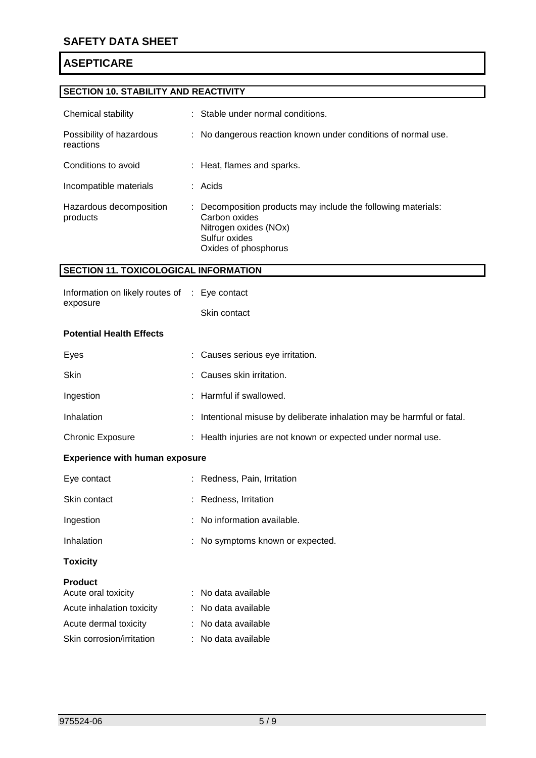# SAFETY DATA SHEET

## ASEPTICARE

### SECTION 10. STABILITY AND REACTIVITY

| | |
|---|---|
| Chemical stability | : Stable under normal conditions. |
| Possibility of hazardous reactions | : No dangerous reaction known under conditions of normal use. |
| Conditions to avoid | : Heat, flames and sparks. |
| Incompatible materials | : Acids |
| Hazardous decomposition products | : Decomposition products may include the following materials:<br>Carbon oxides<br>Nitrogen oxides (NOx)<br>Sulfur oxides<br>Oxides of phosphorus |

### SECTION 11. TOXICOLOGICAL INFORMATION

| | |
|---|---|
| Information on likely routes of exposure | : Eye contact<br>Skin contact |

**Potential Health Effects**

| | |
|---|---|
| Eyes | : Causes serious eye irritation. |
| Skin | : Causes skin irritation. |
| Ingestion | : Harmful if swallowed. |
| Inhalation | : Intentional misuse by deliberate inhalation may be harmful or fatal. |
| Chronic Exposure | : Health injuries are not known or expected under normal use. |

**Experience with human exposure**

| | |
|---|---|
| Eye contact | : Redness, Pain, Irritation |
| Skin contact | : Redness, Irritation |
| Ingestion | : No information available. |
| Inhalation | : No symptoms known or expected. |

**Toxicity**

**Product**

| | |
|---|---|
| Acute oral toxicity | : No data available |
| Acute inhalation toxicity | : No data available |
| Acute dermal toxicity | : No data available |
| Skin corrosion/irritation | : No data available |

975524-06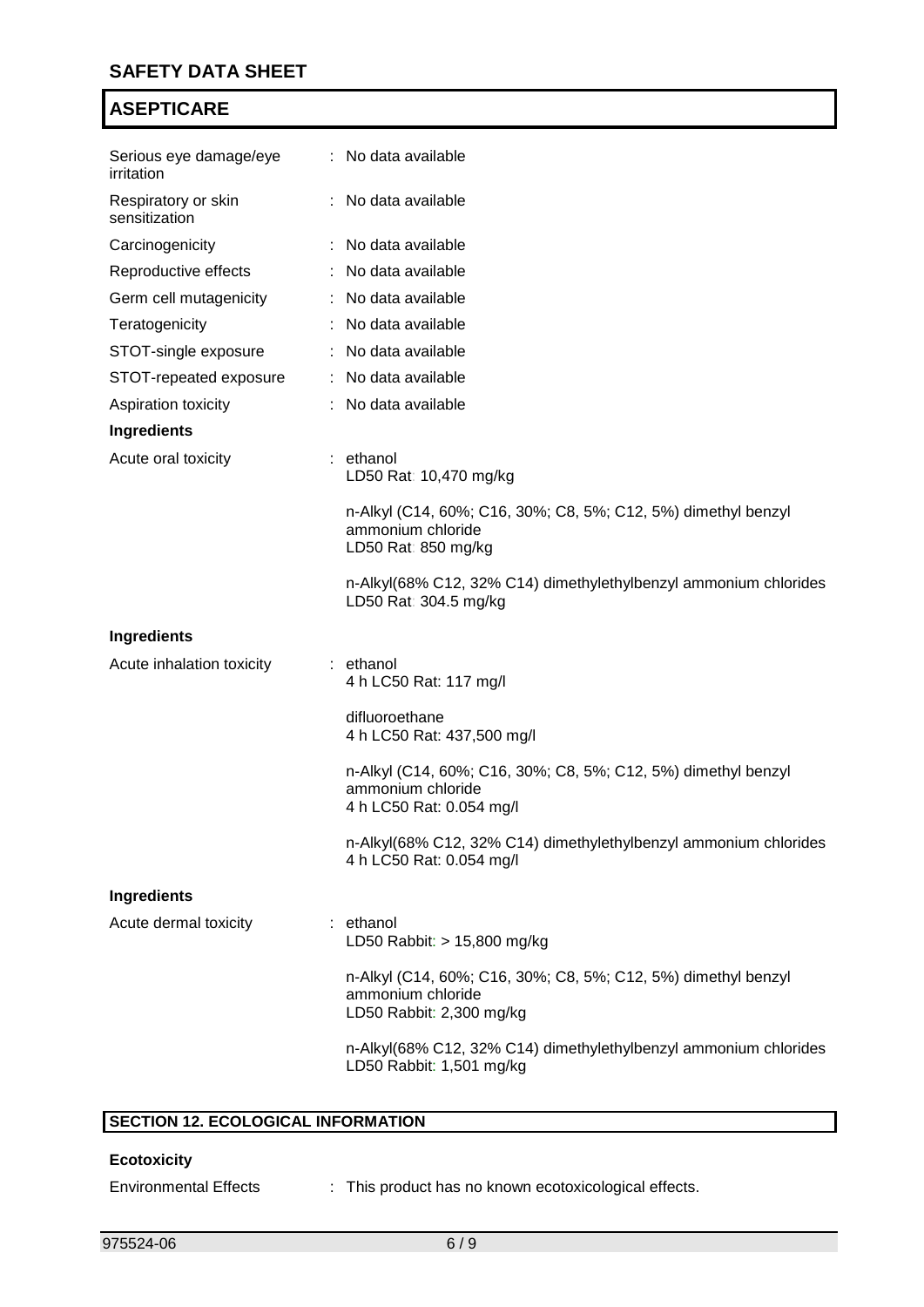| | |
|---|---|
| Serious eye damage/eye irritation | : No data available |
| Respiratory or skin sensitization | : No data available |
| Carcinogenicity | : No data available |
| Reproductive effects | : No data available |
| Germ cell mutagenicity | : No data available |
| Teratogenicity | : No data available |
| STOT-single exposure | : No data available |
| STOT-repeated exposure | : No data available |
| Aspiration toxicity | : No data available |

**Ingredients**

Acute oral toxicity : ethanol
LD50 Rat: 10,470 mg/kg

n-Alkyl (C14, 60%; C16, 30%; C8, 5%; C12, 5%) dimethyl benzyl ammonium chloride
LD50 Rat: 850 mg/kg

n-Alkyl(68% C12, 32% C14) dimethylethylbenzyl ammonium chlorides
LD50 Rat: 304.5 mg/kg

**Ingredients**

Acute inhalation toxicity : ethanol
4 h LC50 Rat: 117 mg/l

difluoroethane
4 h LC50 Rat: 437,500 mg/l

n-Alkyl (C14, 60%; C16, 30%; C8, 5%; C12, 5%) dimethyl benzyl ammonium chloride
4 h LC50 Rat: 0.054 mg/l

n-Alkyl(68% C12, 32% C14) dimethylethylbenzyl ammonium chlorides
4 h LC50 Rat: 0.054 mg/l

**Ingredients**

Acute dermal toxicity : ethanol
LD50 Rabbit: > 15,800 mg/kg

n-Alkyl (C14, 60%; C16, 30%; C8, 5%; C12, 5%) dimethyl benzyl ammonium chloride
LD50 Rabbit: 2,300 mg/kg

n-Alkyl(68% C12, 32% C14) dimethylethylbenzyl ammonium chlorides
LD50 Rabbit: 1,501 mg/kg

## SECTION 12. ECOLOGICAL INFORMATION

**Ecotoxicity**

Environmental Effects : This product has no known ecotoxicological effects.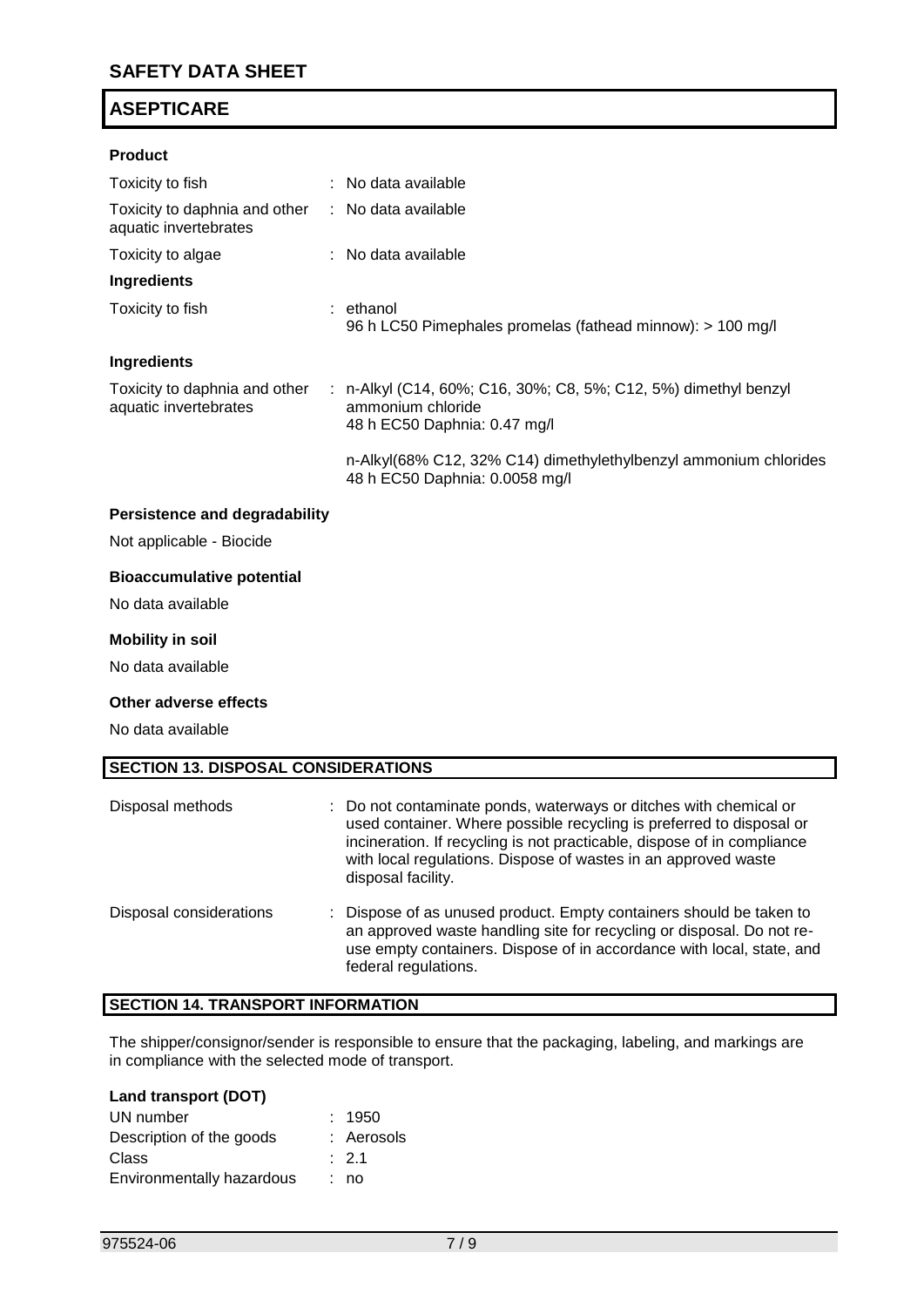## ASEPTICARE

**Product**

| | |
|---|---|
| Toxicity to fish | : No data available |
| Toxicity to daphnia and other aquatic invertebrates | : No data available |
| Toxicity to algae | : No data available |

**Ingredients**

| | |
|---|---|
| Toxicity to fish | : ethanol<br>96 h LC50 Pimephales promelas (fathead minnow): > 100 mg/l |

**Ingredients**

| | |
|---|---|
| Toxicity to daphnia and other aquatic invertebrates | : n-Alkyl (C14, 60%; C16, 30%; C8, 5%; C12, 5%) dimethyl benzyl ammonium chloride<br>48 h EC50 Daphnia: 0.47 mg/l<br><br>n-Alkyl(68% C12, 32% C14) dimethylethylbenzyl ammonium chlorides<br>48 h EC50 Daphnia: 0.0058 mg/l |

**Persistence and degradability**

Not applicable - Biocide

**Bioaccumulative potential**

No data available

**Mobility in soil**

No data available

**Other adverse effects**

No data available

## SECTION 13. DISPOSAL CONSIDERATIONS

| | |
|---|---|
| Disposal methods | : Do not contaminate ponds, waterways or ditches with chemical or used container. Where possible recycling is preferred to disposal or incineration. If recycling is not practicable, dispose of in compliance with local regulations. Dispose of wastes in an approved waste disposal facility. |
| Disposal considerations | : Dispose of as unused product. Empty containers should be taken to an approved waste handling site for recycling or disposal. Do not re-use empty containers. Dispose of in accordance with local, state, and federal regulations. |

## SECTION 14. TRANSPORT INFORMATION

The shipper/consignor/sender is responsible to ensure that the packaging, labeling, and markings are in compliance with the selected mode of transport.

**Land transport (DOT)**

| | |
|---|---|
| UN number | : 1950 |
| Description of the goods | : Aerosols |
| Class | : 2.1 |
| Environmentally hazardous | : no |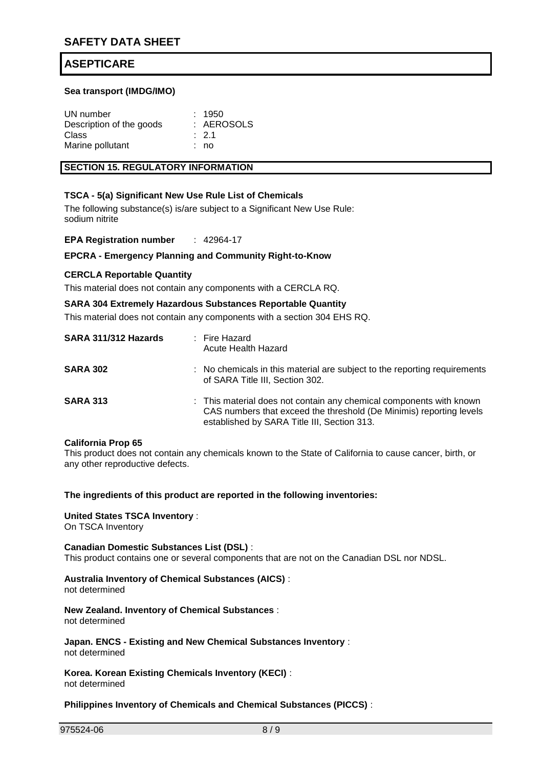**Sea transport (IMDG/IMO)**

| | |
|---|---|
| UN number | : 1950 |
| Description of the goods | : AEROSOLS |
| Class | : 2.1 |
| Marine pollutant | : no |

## SECTION 15. REGULATORY INFORMATION

**TSCA - 5(a) Significant New Use Rule List of Chemicals**

The following substance(s) is/are subject to a Significant New Use Rule:
sodium nitrite

**EPA Registration number** : 42964-17

**EPCRA - Emergency Planning and Community Right-to-Know**

**CERCLA Reportable Quantity**

This material does not contain any components with a CERCLA RQ.

**SARA 304 Extremely Hazardous Substances Reportable Quantity**

This material does not contain any components with a section 304 EHS RQ.

| | |
|---|---|
| **SARA 311/312 Hazards** | : Fire Hazard<br>Acute Health Hazard |
| **SARA 302** | : No chemicals in this material are subject to the reporting requirements of SARA Title III, Section 302. |
| **SARA 313** | : This material does not contain any chemical components with known CAS numbers that exceed the threshold (De Minimis) reporting levels established by SARA Title III, Section 313. |

**California Prop 65**

This product does not contain any chemicals known to the State of California to cause cancer, birth, or any other reproductive defects.

**The ingredients of this product are reported in the following inventories:**

**United States TSCA Inventory** :
On TSCA Inventory

**Canadian Domestic Substances List (DSL)** :
This product contains one or several components that are not on the Canadian DSL nor NDSL.

**Australia Inventory of Chemical Substances (AICS)** :
not determined

**New Zealand. Inventory of Chemical Substances** :
not determined

**Japan. ENCS - Existing and New Chemical Substances Inventory** :
not determined

**Korea. Korean Existing Chemicals Inventory (KECI)** :
not determined

**Philippines Inventory of Chemicals and Chemical Substances (PICCS)** :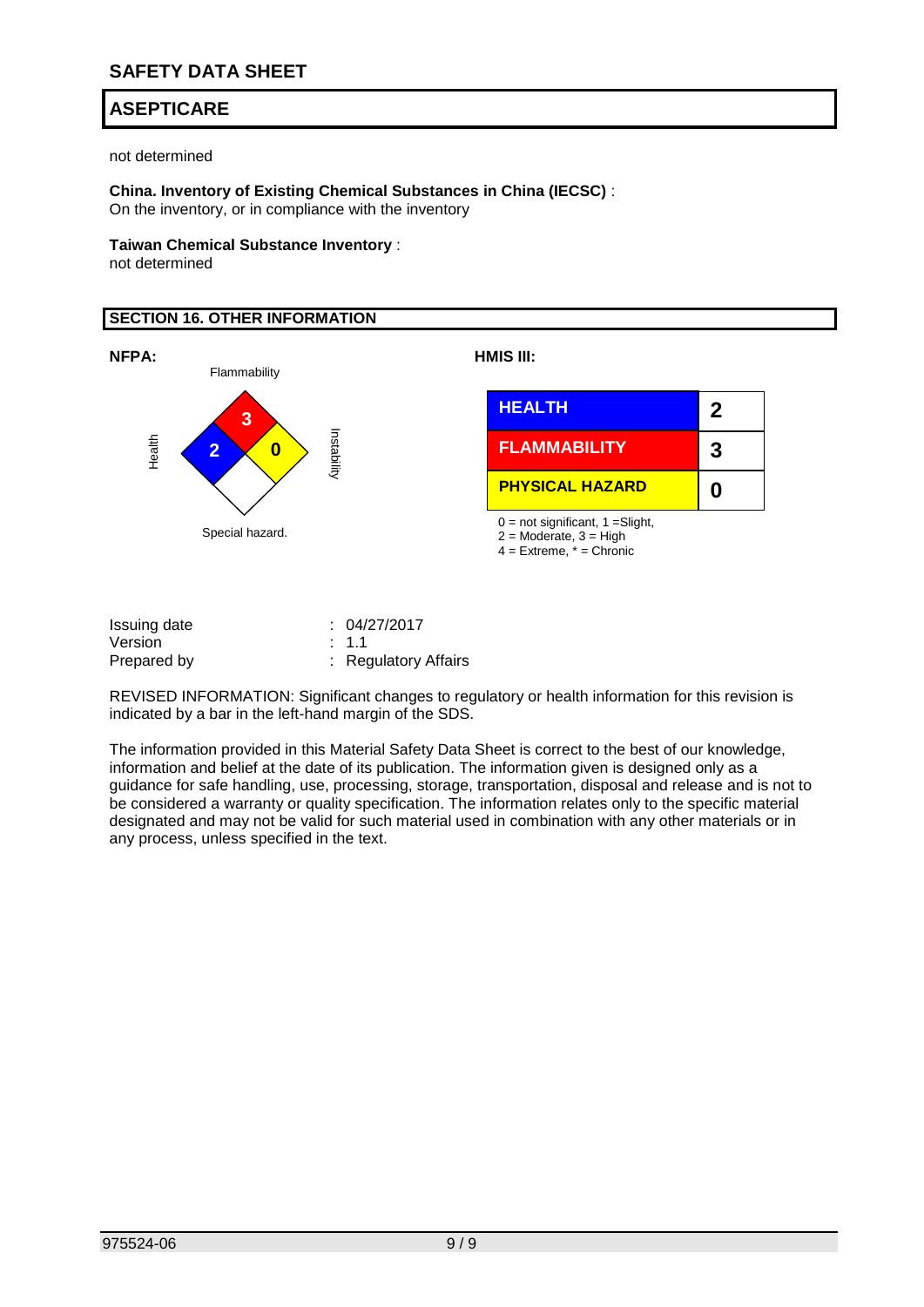not determined

**China. Inventory of Existing Chemical Substances in China (IECSC)** :
On the inventory, or in compliance with the inventory

**Taiwan Chemical Substance Inventory** :
not determined

## SECTION 16. OTHER INFORMATION

**NFPA:**

Flammability
3
Health
2
Instability
0
Special hazard.

**HMIS III:**

| | |
|---|---|
| HEALTH | 2 |
| FLAMMABILITY | 3 |
| PHYSICAL HAZARD | 0 |

0 = not significant, 1 =Slight,
2 = Moderate, 3 = High
4 = Extreme, * = Chronic

| | |
|---|---|
| Issuing date | : 04/27/2017 |
| Version | : 1.1 |
| Prepared by | : Regulatory Affairs |

REVISED INFORMATION: Significant changes to regulatory or health information for this revision is indicated by a bar in the left-hand margin of the SDS.

The information provided in this Material Safety Data Sheet is correct to the best of our knowledge, information and belief at the date of its publication. The information given is designed only as a guidance for safe handling, use, processing, storage, transportation, disposal and release and is not to be considered a warranty or quality specification. The information relates only to the specific material designated and may not be valid for such material used in combination with any other materials or in any process, unless specified in the text.